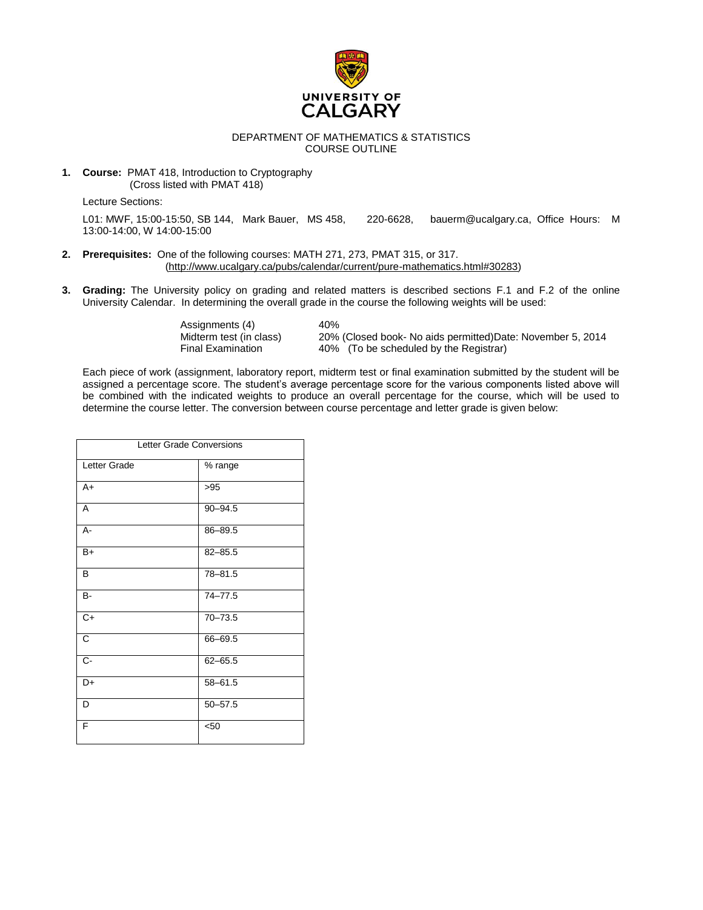UNIVERSITY OF CALGARY

DEPARTMENT OF MATHEMATICS & STATISTICS
COURSE OUTLINE

1. **Course:** PMAT 418, Introduction to Cryptography
   (Cross listed with PMAT 418)

   Lecture Sections:

   L01: MWF, 15:00-15:50, SB 144, Mark Bauer, MS 458, 220-6628, bauerm@ucalgary.ca, Office Hours: M 13:00-14:00, W 14:00-15:00

2. **Prerequisites:** One of the following courses: MATH 271, 273, PMAT 315, or 317.
   (http://www.ucalgary.ca/pubs/calendar/current/pure-mathematics.html#30283)

3. **Grading:** The University policy on grading and related matters is described sections F.1 and F.2 of the online University Calendar. In determining the overall grade in the course the following weights will be used:

   | | |
   |---|---|
   | Assignments (4) | 40% |
   | Midterm test (in class) | 20% (Closed book- No aids permitted)Date: November 5, 2014 |
   | Final Examination | 40% (To be scheduled by the Registrar) |

   Each piece of work (assignment, laboratory report, midterm test or final examination submitted by the student will be assigned a percentage score. The student's average percentage score for the various components listed above will be combined with the indicated weights to produce an overall percentage for the course, which will be used to determine the course letter. The conversion between course percentage and letter grade is given below:

| Letter Grade Conversions | |
|---|---|
| Letter Grade | % range |
| A+ | >95 |
| A | 90–94.5 |
| A- | 86–89.5 |
| B+ | 82–85.5 |
| B | 78–81.5 |
| B- | 74–77.5 |
| C+ | 70–73.5 |
| C | 66–69.5 |
| C- | 62–65.5 |
| D+ | 58–61.5 |
| D | 50–57.5 |
| F | <50 |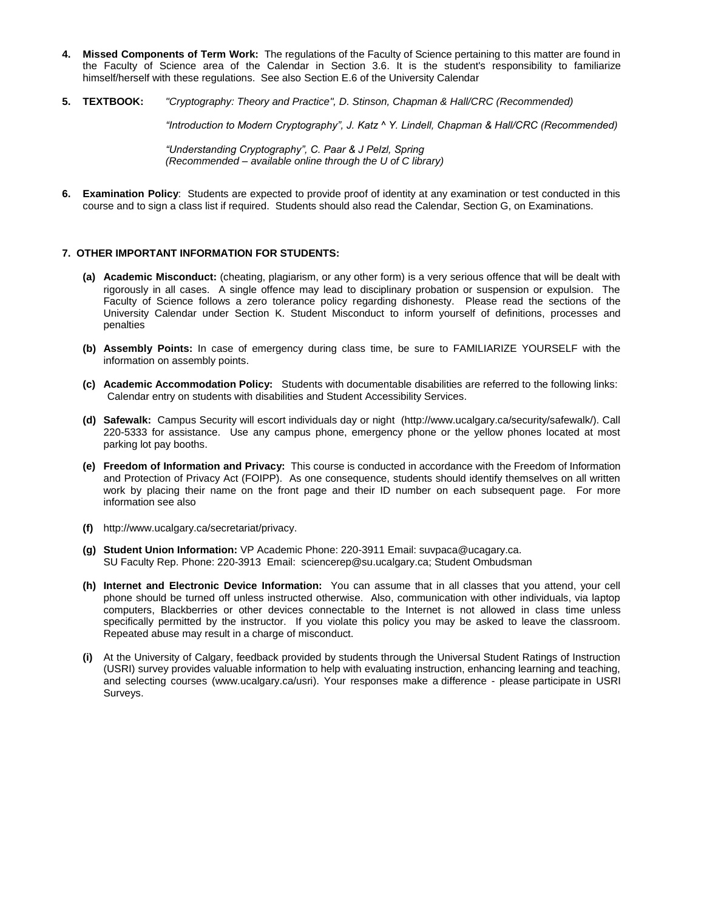4. **Missed Components of Term Work:** The regulations of the Faculty of Science pertaining to this matter are found in the Faculty of Science area of the Calendar in Section 3.6. It is the student's responsibility to familiarize himself/herself with these regulations. See also Section E.6 of the University Calendar

5. **TEXTBOOK:** *"Cryptography: Theory and Practice", D. Stinson, Chapman & Hall/CRC (Recommended)*

   *"Introduction to Modern Cryptography", J. Katz ^ Y. Lindell, Chapman & Hall/CRC (Recommended)*

   *"Understanding Cryptography", C. Paar & J Pelzl, Spring (Recommended – available online through the U of C library)*

6. **Examination Policy**: Students are expected to provide proof of identity at any examination or test conducted in this course and to sign a class list if required. Students should also read the Calendar, Section G, on Examinations.

**7. OTHER IMPORTANT INFORMATION FOR STUDENTS:**

**(a) Academic Misconduct:** (cheating, plagiarism, or any other form) is a very serious offence that will be dealt with rigorously in all cases. A single offence may lead to disciplinary probation or suspension or expulsion. The Faculty of Science follows a zero tolerance policy regarding dishonesty. Please read the sections of the University Calendar under Section K. Student Misconduct to inform yourself of definitions, processes and penalties

**(b) Assembly Points:** In case of emergency during class time, be sure to FAMILIARIZE YOURSELF with the information on assembly points.

**(c) Academic Accommodation Policy:** Students with documentable disabilities are referred to the following links: Calendar entry on students with disabilities and Student Accessibility Services.

**(d) Safewalk:** Campus Security will escort individuals day or night (http://www.ucalgary.ca/security/safewalk/). Call 220-5333 for assistance. Use any campus phone, emergency phone or the yellow phones located at most parking lot pay booths.

**(e) Freedom of Information and Privacy:** This course is conducted in accordance with the Freedom of Information and Protection of Privacy Act (FOIPP). As one consequence, students should identify themselves on all written work by placing their name on the front page and their ID number on each subsequent page. For more information see also

**(f)** http://www.ucalgary.ca/secretariat/privacy.

**(g) Student Union Information:** VP Academic Phone: 220-3911 Email: suvpaca@ucagary.ca. SU Faculty Rep. Phone: 220-3913 Email: sciencerep@su.ucalgary.ca; Student Ombudsman

**(h) Internet and Electronic Device Information:** You can assume that in all classes that you attend, your cell phone should be turned off unless instructed otherwise. Also, communication with other individuals, via laptop computers, Blackberries or other devices connectable to the Internet is not allowed in class time unless specifically permitted by the instructor. If you violate this policy you may be asked to leave the classroom. Repeated abuse may result in a charge of misconduct.

**(i)** At the University of Calgary, feedback provided by students through the Universal Student Ratings of Instruction (USRI) survey provides valuable information to help with evaluating instruction, enhancing learning and teaching, and selecting courses (www.ucalgary.ca/usri). Your responses make a difference - please participate in USRI Surveys.